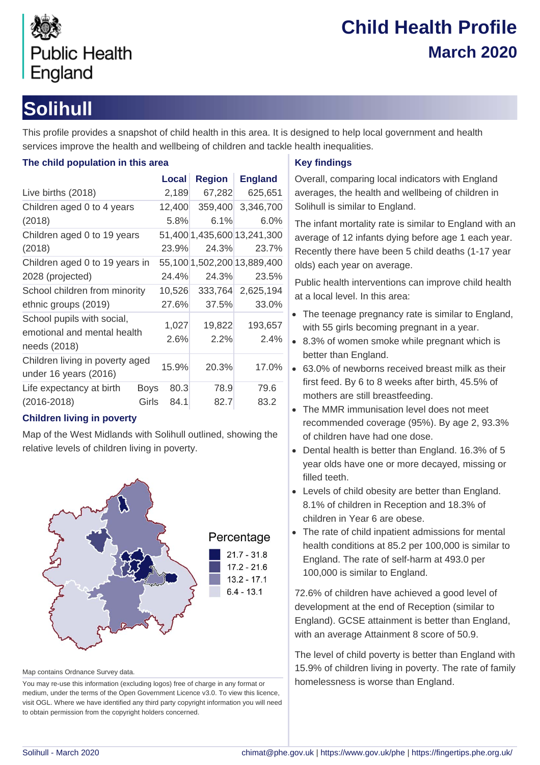Public Health England

# Child Health Profile
## March 2020

# Solihull

This profile provides a snapshot of child health in this area. It is designed to help local government and health services improve the health and wellbeing of children and tackle health inequalities.

### The child population in this area

| | | Local | Region | England |
|---|---|---|---|---|
| Live births (2018) | | 2,189 | 67,282 | 625,651 |
| Children aged 0 to 4 years (2018) | | 12,400<br>5.8% | 359,400<br>6.1% | 3,346,700<br>6.0% |
| Children aged 0 to 19 years (2018) | | 51,400<br>23.9% | 1,435,600<br>24.3% | 13,241,300<br>23.7% |
| Children aged 0 to 19 years in 2028 (projected) | | 55,100<br>24.4% | 1,502,200<br>24.3% | 13,889,400<br>23.5% |
| School children from minority ethnic groups (2019) | | 10,526<br>27.6% | 333,764<br>37.5% | 2,625,194<br>33.0% |
| School pupils with social, emotional and mental health needs (2018) | | 1,027<br>2.6% | 19,822<br>2.2% | 193,657<br>2.4% |
| Children living in poverty aged under 16 years (2016) | | 15.9% | 20.3% | 17.0% |
| Life expectancy at birth (2016-2018) | Boys | 80.3 | 78.9 | 79.6 |
| | Girls | 84.1 | 82.7 | 83.2 |

### Children living in poverty

Map of the West Midlands with Solihull outlined, showing the relative levels of children living in poverty.

Percentage
- 21.7 - 31.8
- 17.2 - 21.6
- 13.2 - 17.1
- 6.4 - 13.1

Map contains Ordnance Survey data.

You may re-use this information (excluding logos) free of charge in any format or medium, under the terms of the Open Government Licence v3.0. To view this licence, visit OGL. Where we have identified any third party copyright information you will need to obtain permission from the copyright holders concerned.

### Key findings

Overall, comparing local indicators with England averages, the health and wellbeing of children in Solihull is similar to England.

The infant mortality rate is similar to England with an average of 12 infants dying before age 1 each year. Recently there have been 5 child deaths (1-17 year olds) each year on average.

Public health interventions can improve child health at a local level. In this area:

- The teenage pregnancy rate is similar to England, with 55 girls becoming pregnant in a year.
- 8.3% of women smoke while pregnant which is better than England.
- 63.0% of newborns received breast milk as their first feed. By 6 to 8 weeks after birth, 45.5% of mothers are still breastfeeding.
- The MMR immunisation level does not meet recommended coverage (95%). By age 2, 93.3% of children have had one dose.
- Dental health is better than England. 16.3% of 5 year olds have one or more decayed, missing or filled teeth.
- Levels of child obesity are better than England. 8.1% of children in Reception and 18.3% of children in Year 6 are obese.
- The rate of child inpatient admissions for mental health conditions at 85.2 per 100,000 is similar to England. The rate of self-harm at 493.0 per 100,000 is similar to England.

72.6% of children have achieved a good level of development at the end of Reception (similar to England). GCSE attainment is better than England, with an average Attainment 8 score of 50.9.

The level of child poverty is better than England with 15.9% of children living in poverty. The rate of family homelessness is worse than England.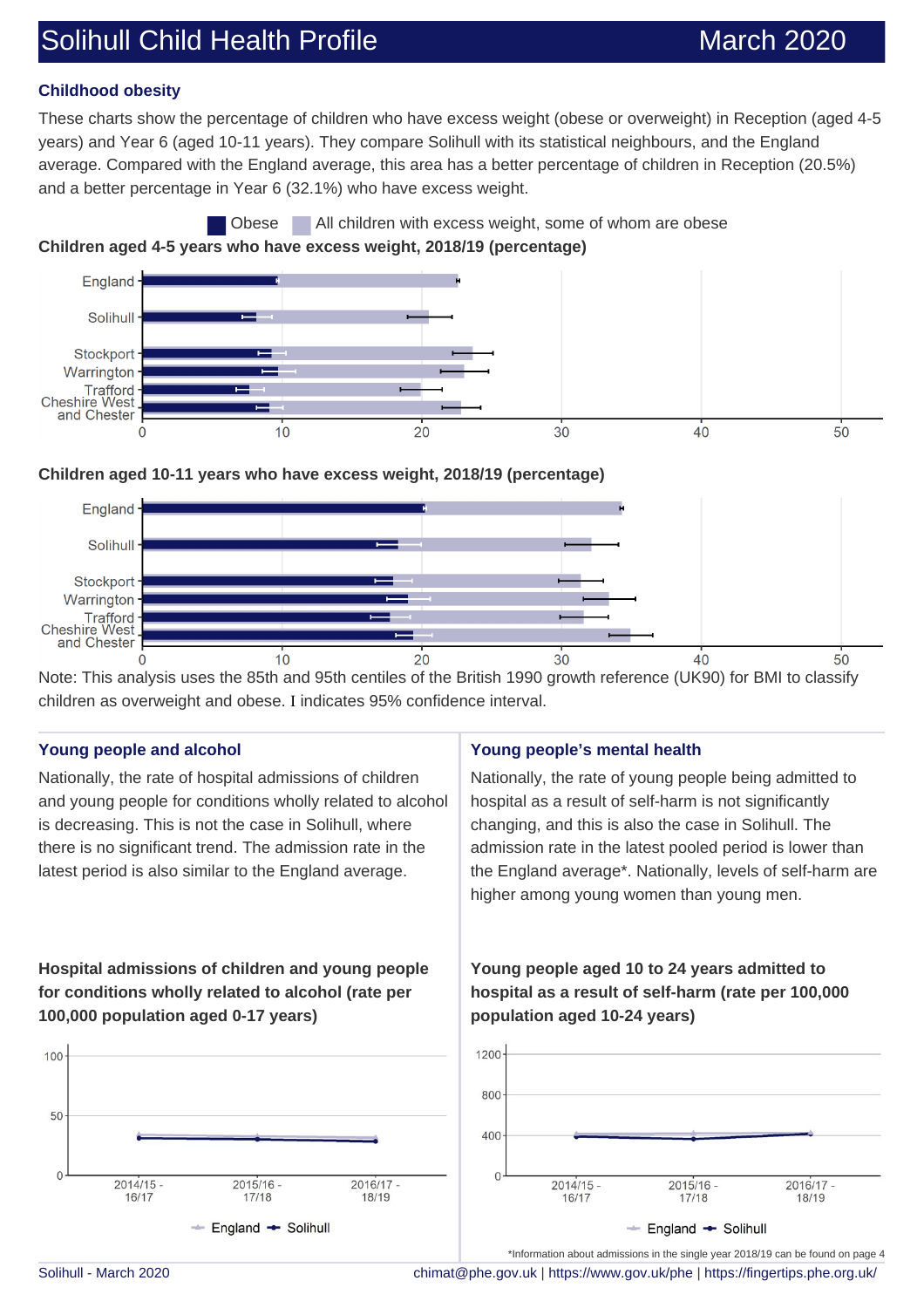# Solihull Child Health Profile — March 2020

## Childhood obesity

These charts show the percentage of children who have excess weight (obese or overweight) in Reception (aged 4-5 years) and Year 6 (aged 10-11 years). They compare Solihull with its statistical neighbours, and the England average. Compared with the England average, this area has a better percentage of children in Reception (20.5%) and a better percentage in Year 6 (32.1%) who have excess weight.

Obese | All children with excess weight, some of whom are obese

**Children aged 4-5 years who have excess weight, 2018/19 (percentage)**

England, Solihull, Stockport, Warrington, Trafford, Cheshire West and Chester

0 10 20 30 40 50

**Children aged 10-11 years who have excess weight, 2018/19 (percentage)**

England, Solihull, Stockport, Warrington, Trafford, Cheshire West and Chester

0 10 20 30 40 50

Note: This analysis uses the 85th and 95th centiles of the British 1990 growth reference (UK90) for BMI to classify children as overweight and obese. I indicates 95% confidence interval.

## Young people and alcohol

Nationally, the rate of hospital admissions of children and young people for conditions wholly related to alcohol is decreasing. This is not the case in Solihull, where there is no significant trend. The admission rate in the latest period is also similar to the England average.

**Hospital admissions of children and young people for conditions wholly related to alcohol (rate per 100,000 population aged 0-17 years)**

England — Solihull

## Young people's mental health

Nationally, the rate of young people being admitted to hospital as a result of self-harm is not significantly changing, and this is also the case in Solihull. The admission rate in the latest pooled period is lower than the England average*. Nationally, levels of self-harm are higher among young women than young men.

**Young people aged 10 to 24 years admitted to hospital as a result of self-harm (rate per 100,000 population aged 10-24 years)**

England — Solihull

*Information about admissions in the single year 2018/19 can be found on page 4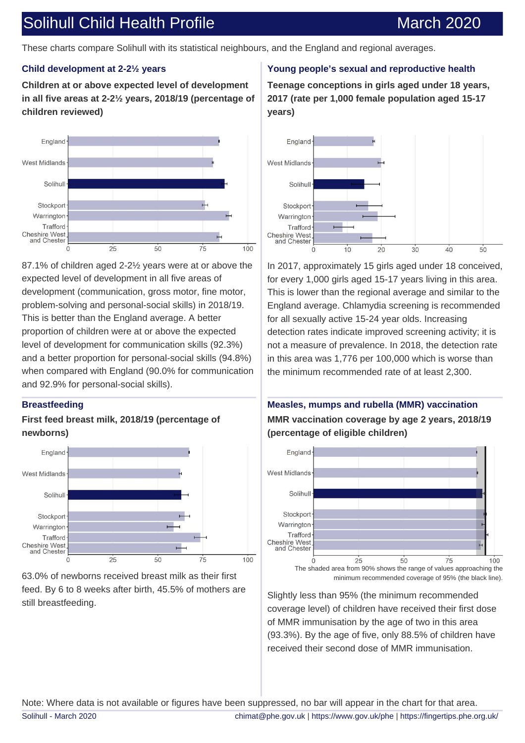# Solihull Child Health Profile March 2020

These charts compare Solihull with its statistical neighbours, and the England and regional averages.

## Child development at 2-2½ years

**Children at or above expected level of development in all five areas at 2-2½ years, 2018/19 (percentage of children reviewed)**

87.1% of children aged 2-2½ years were at or above the expected level of development in all five areas of development (communication, gross motor, fine motor, problem-solving and personal-social skills) in 2018/19. This is better than the England average. A better proportion of children were at or above the expected level of development for communication skills (92.3%) and a better proportion for personal-social skills (94.8%) when compared with England (90.0% for communication and 92.9% for personal-social skills).

## Breastfeeding

**First feed breast milk, 2018/19 (percentage of newborns)**

63.0% of newborns received breast milk as their first feed. By 6 to 8 weeks after birth, 45.5% of mothers are still breastfeeding.

## Young people's sexual and reproductive health

**Teenage conceptions in girls aged under 18 years, 2017 (rate per 1,000 female population aged 15-17 years)**

In 2017, approximately 15 girls aged under 18 conceived, for every 1,000 girls aged 15-17 years living in this area. This is lower than the regional average and similar to the England average. Chlamydia screening is recommended for all sexually active 15-24 year olds. Increasing detection rates indicate improved screening activity; it is not a measure of prevalence. In 2018, the detection rate in this area was 1,776 per 100,000 which is worse than the minimum recommended rate of at least 2,300.

## Measles, mumps and rubella (MMR) vaccination

**MMR vaccination coverage by age 2 years, 2018/19 (percentage of eligible children)**

The shaded area from 90% shows the range of values approaching the minimum recommended coverage of 95% (the black line).

Slightly less than 95% (the minimum recommended coverage level) of children have received their first dose of MMR immunisation by the age of two in this area (93.3%). By the age of five, only 88.5% of children have received their second dose of MMR immunisation.

Note: Where data is not available or figures have been suppressed, no bar will appear in the chart for that area.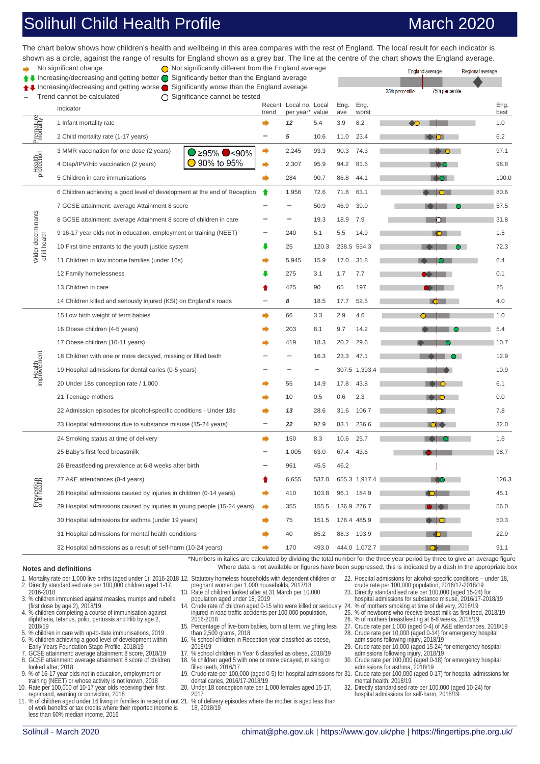# Solihull Child Health Profile

March 2020

The chart below shows how children's health and wellbeing in this area compares with the rest of England. The local result for each indicator is shown as a circle, against the range of results for England shown as a grey bar. The line at the centre of the chart shows the England average.

- ➡ No significant change
- ⬆⬇ Increasing/decreasing and getting better
- ⬆⬇ Increasing/decreasing and getting worse
- – Trend cannot be calculated
- ○ Not significantly different from the England average
- ● Significantly better than the England average
- ● Significantly worse than the England average
- ○ Significance cannot be tested

England average · Regional average · 25th percentile · 75th percentile

MMR / Dtap key: ● ≥95% ● <90% ○ 90% to 95%

| | Indicator | Recent trend | Local no. per year* | Local value | Eng. ave | Eng. worst | Eng. best |
|---|---|---|---|---|---|---|---|
| Premature mortality | 1 Infant mortality rate | ➡ | *12* | 5.4 | 3.9 | 8.2 | 1.0 |
| | 2 Child mortality rate (1-17 years) | – | *5* | 10.6 | 11.0 | 23.4 | 6.2 |
| Health protection | 3 MMR vaccination for one dose (2 years) | ➡ | 2,245 | 93.3 | 90.3 | 74.3 | 97.1 |
| | 4 Dtap/IPV/Hib vaccination (2 years) | ➡ | 2,307 | 95.9 | 94.2 | 81.6 | 98.8 |
| | 5 Children in care immunisations | ➡ | 284 | 90.7 | 86.8 | 44.1 | 100.0 |
| Wider determinants of ill health | 6 Children achieving a good level of development at the end of Reception | ⬆ | 1,956 | 72.6 | 71.8 | 63.1 | 80.6 |
| | 7 GCSE attainment: average Attainment 8 score | – | – | 50.9 | 46.9 | 39.0 | 57.5 |
| | 8 GCSE attainment: average Attainment 8 score of children in care | – | – | 19.3 | 18.9 | 7.9 | 31.8 |
| | 9 16-17 year olds not in education, employment or training (NEET) | – | 240 | 5.1 | 5.5 | 14.9 | 1.5 |
| | 10 First time entrants to the youth justice system | ⬇ | 25 | 120.3 | 238.5 | 554.3 | 72.3 |
| | 11 Children in low income families (under 16s) | ➡ | 5,945 | 15.9 | 17.0 | 31.8 | 6.4 |
| | 12 Family homelessness | ⬇ | 275 | 3.1 | 1.7 | 7.7 | 0.1 |
| | 13 Children in care | ⬆ | 425 | 90 | 65 | 197 | 25 |
| | 14 Children killed and seriously injured (KSI) on England's roads | – | *8* | 18.5 | 17.7 | 52.5 | 4.0 |
| Health improvement | 15 Low birth weight of term babies | ➡ | 66 | 3.3 | 2.9 | 4.6 | 1.0 |
| | 16 Obese children (4-5 years) | ➡ | 203 | 8.1 | 9.7 | 14.2 | 5.4 |
| | 17 Obese children (10-11 years) | ➡ | 419 | 18.3 | 20.2 | 29.6 | 10.7 |
| | 18 Children with one or more decayed, missing or filled teeth | – | – | 16.3 | 23.3 | 47.1 | 12.9 |
| | 19 Hospital admissions for dental caries (0-5 years) | – | – | – | 307.5 | 1,393.4 | 10.9 |
| | 20 Under 18s conception rate / 1,000 | ➡ | 55 | 14.9 | 17.8 | 43.8 | 6.1 |
| | 21 Teenage mothers | ➡ | 10 | 0.5 | 0.6 | 2.3 | 0.0 |
| | 22 Admission episodes for alcohol-specific conditions - Under 18s | ➡ | *13* | 28.6 | 31.6 | 106.7 | 7.8 |
| | 23 Hospital admissions due to substance misuse (15-24 years) | – | *22* | 92.9 | 83.1 | 236.6 | 32.0 |
| Prevention of ill health | 24 Smoking status at time of delivery | ➡ | 150 | 8.3 | 10.6 | 25.7 | 1.6 |
| | 25 Baby's first feed breastmilk | – | 1,005 | 63.0 | 67.4 | 43.6 | 98.7 |
| | 26 Breastfeeding prevalence at 6-8 weeks after birth | – | 961 | 45.5 | 46.2 | | |
| | 27 A&E attendances (0-4 years) | ⬆ | 6,655 | 537.0 | 655.3 | 1,917.4 | 126.3 |
| | 28 Hospital admissions caused by injuries in children (0-14 years) | ➡ | 410 | 103.8 | 96.1 | 184.9 | 45.1 |
| | 29 Hospital admissions caused by injuries in young people (15-24 years) | ➡ | 355 | 155.5 | 136.9 | 276.7 | 56.0 |
| | 30 Hospital admissions for asthma (under 19 years) | ➡ | 75 | 151.5 | 178.4 | 485.9 | 50.3 |
| | 31 Hospital admissions for mental health conditions | ➡ | 40 | 85.2 | 88.3 | 193.9 | 22.9 |
| | 32 Hospital admissions as a result of self-harm (10-24 years) | ➡ | 170 | 493.0 | 444.0 | 1,072.7 | 91.1 |

*Numbers in italics are calculated by dividing the total number for the three year period by three to give an average figure

Where data is not available or figures have been suppressed, this is indicated by a dash in the appropriate box

## Notes and definitions

1. Mortality rate per 1,000 live births (aged under 1), 2016-2018
2. Directly standardised rate per 100,000 children aged 1-17, 2016-2018
3. % children immunised against measles, mumps and rubella (first dose by age 2), 2018/19
4. % children completing a course of immunisation against diphtheria, tetanus, polio, pertussis and Hib by age 2, 2018/19
5. % children in care with up-to-date immunisations, 2019
6. % children achieving a good level of development within Early Years Foundation Stage Profile, 2018/19
7. GCSE attainment: average attainment 8 score, 2018/19
8. GCSE attainment: average attainment 8 score of children looked after, 2018
9. % of 16-17 year olds not in education, employment or training (NEET) or whose activity is not known, 2018
10. Rate per 100,000 of 10-17 year olds receiving their first reprimand, warning or conviction, 2018
11. % of children aged under 16 living in families in receipt of out of work benefits or tax credits where their reported income is less than 60% median income, 2016
12. Statutory homeless households with dependent children or pregnant women per 1,000 households, 2017/18
13. Rate of children looked after at 31 March per 10,000 population aged under 18, 2019
14. Crude rate of children aged 0-15 who were killed or seriously injured in road traffic accidents per 100,000 population, 2016-2018
15. Percentage of live-born babies, born at term, weighing less than 2,500 grams, 2018
16. % school children in Reception year classified as obese, 2018/19
17. % school children in Year 6 classified as obese, 2018/19
18. % children aged 5 with one or more decayed, missing or filled teeth, 2016/17
19. Crude rate per 100,000 (aged 0-5) for hospital admissions for dental caries, 2016/17-2018/19
20. Under 18 conception rate per 1,000 females aged 15-17, 2017
21. % of delivery episodes where the mother is aged less than 18, 2018/19
22. Hospital admissions for alcohol-specific conditions – under 18, crude rate per 100,000 population, 2016/17-2018/19
23. Directly standardised rate per 100,000 (aged 15-24) for hospital admissions for substance misuse, 2016/17-2018/19
24. % of mothers smoking at time of delivery, 2018/19
25. % of newborns who receive breast milk as first feed, 2018/19
26. % of mothers breastfeeding at 6-8 weeks, 2018/19
27. Crude rate per 1,000 (aged 0-4) of A&E attendances, 2018/19
28. Crude rate per 10,000 (aged 0-14) for emergency hospital admissions following injury, 2018/19
29. Crude rate per 10,000 (aged 15-24) for emergency hospital admissions following injury, 2018/19
30. Crude rate per 100,000 (aged 0-18) for emergency hospital admissions for asthma, 2018/19
31. Crude rate per 100,000 (aged 0-17) for hospital admissions for mental health, 2018/19
32. Directly standardised rate per 100,000 (aged 10-24) for hospital admissions for self-harm, 2018/19

Solihull - March 2020 · chimat@phe.gov.uk | https://www.gov.uk/phe | https://fingertips.phe.org.uk/